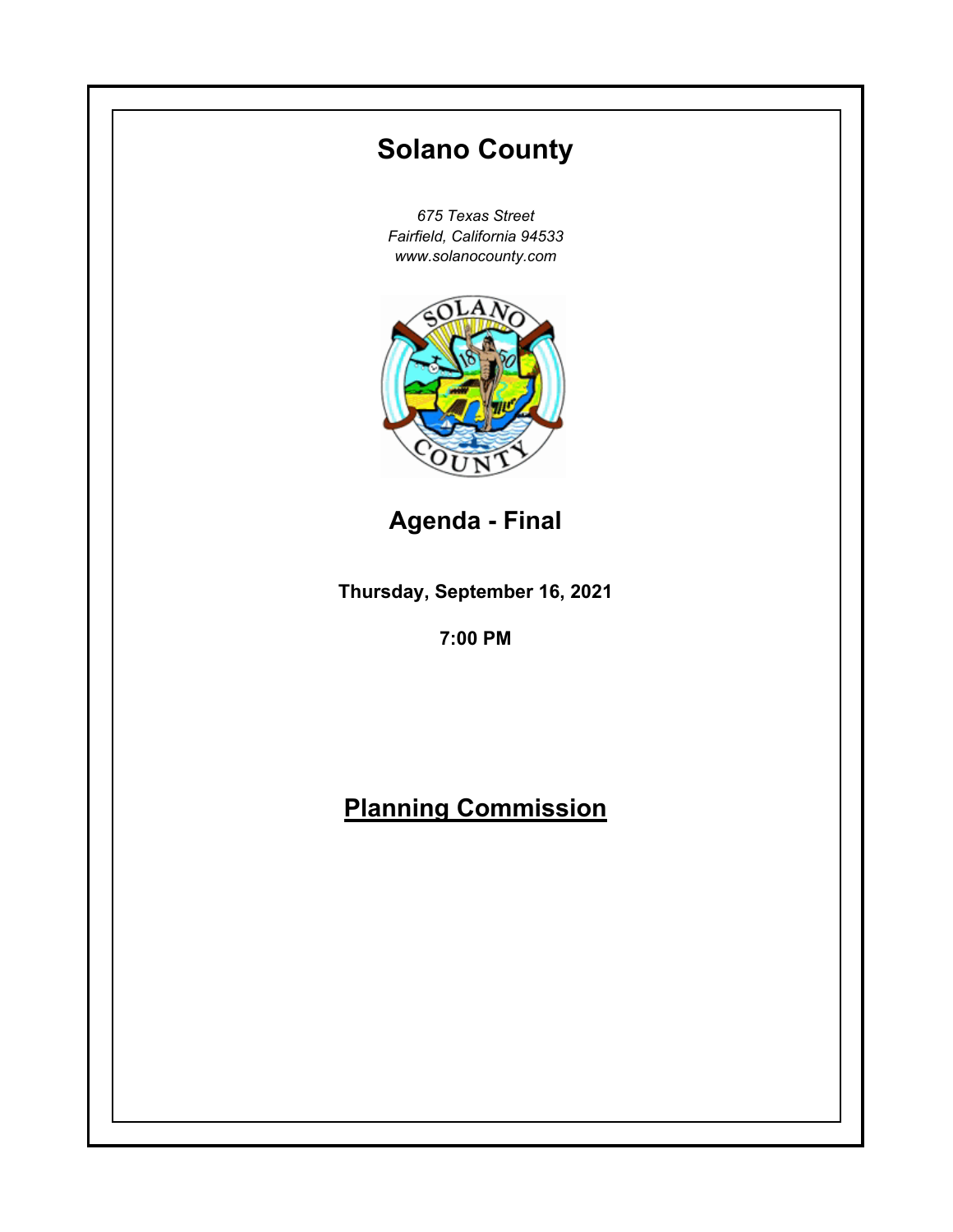# Solano County

*675 Texas Street*
*Fairfield, California 94533*
*www.solanocounty.com*

## Agenda - Final

**Thursday, September 16, 2021**

**7:00 PM**

## Planning Commission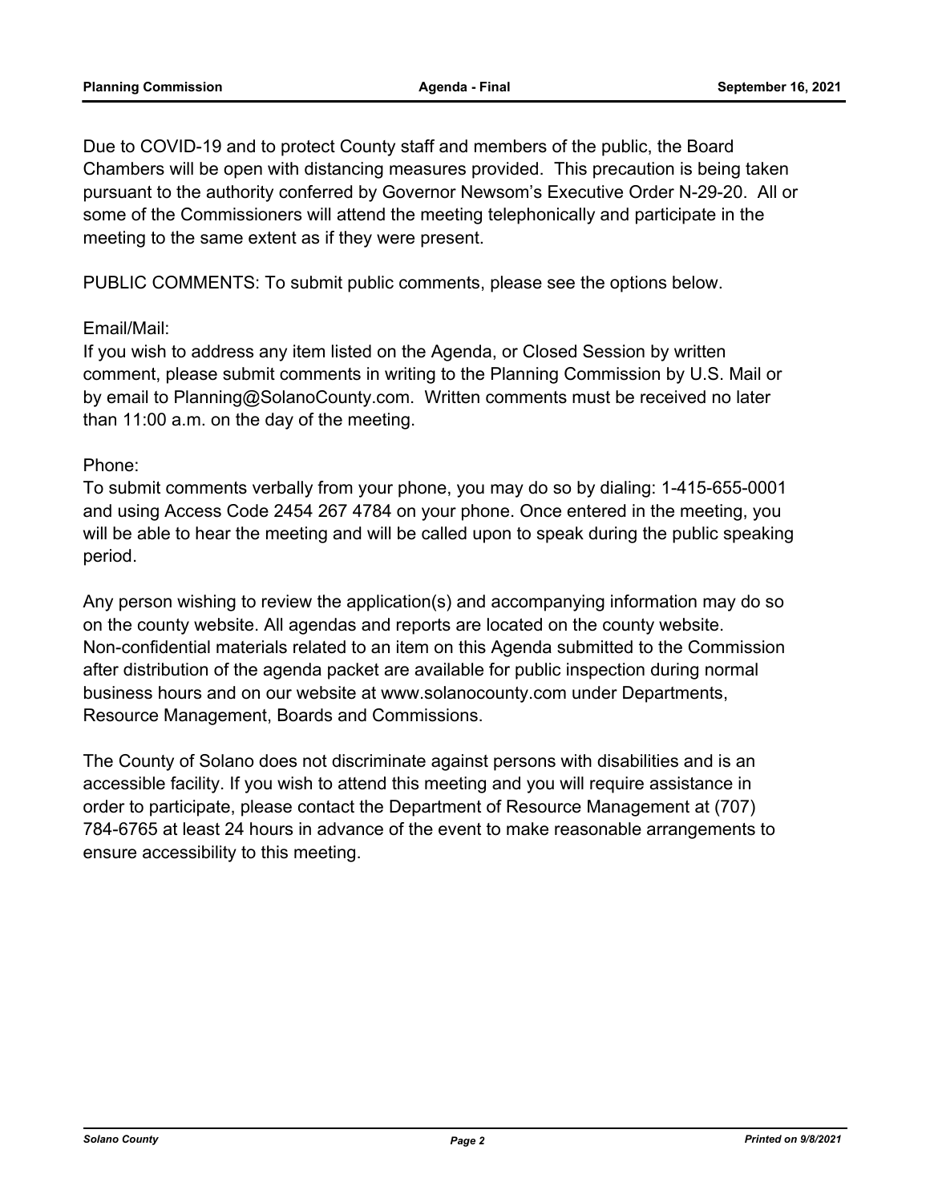Due to COVID-19 and to protect County staff and members of the public, the Board Chambers will be open with distancing measures provided. This precaution is being taken pursuant to the authority conferred by Governor Newsom's Executive Order N-29-20. All or some of the Commissioners will attend the meeting telephonically and participate in the meeting to the same extent as if they were present.

PUBLIC COMMENTS: To submit public comments, please see the options below.

Email/Mail:
If you wish to address any item listed on the Agenda, or Closed Session by written comment, please submit comments in writing to the Planning Commission by U.S. Mail or by email to Planning@SolanoCounty.com. Written comments must be received no later than 11:00 a.m. on the day of the meeting.

Phone:
To submit comments verbally from your phone, you may do so by dialing: 1-415-655-0001 and using Access Code 2454 267 4784 on your phone. Once entered in the meeting, you will be able to hear the meeting and will be called upon to speak during the public speaking period.

Any person wishing to review the application(s) and accompanying information may do so on the county website. All agendas and reports are located on the county website. Non-confidential materials related to an item on this Agenda submitted to the Commission after distribution of the agenda packet are available for public inspection during normal business hours and on our website at www.solanocounty.com under Departments, Resource Management, Boards and Commissions.

The County of Solano does not discriminate against persons with disabilities and is an accessible facility. If you wish to attend this meeting and you will require assistance in order to participate, please contact the Department of Resource Management at (707) 784-6765 at least 24 hours in advance of the event to make reasonable arrangements to ensure accessibility to this meeting.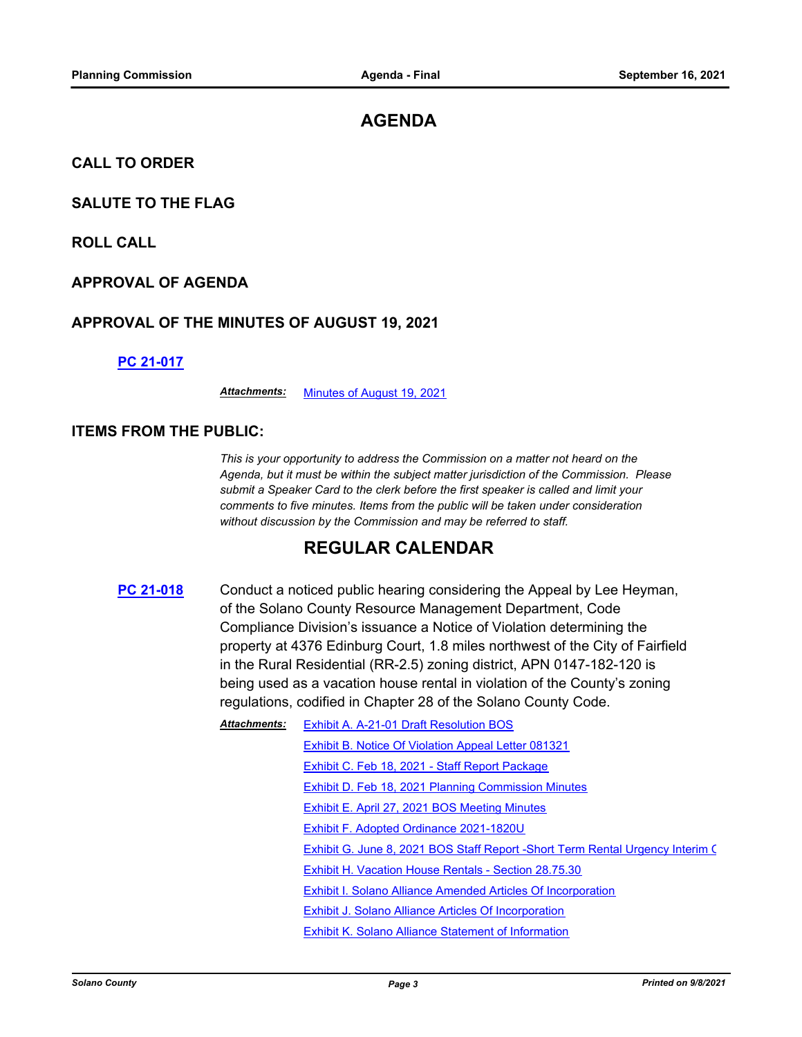# AGENDA

## CALL TO ORDER

## SALUTE TO THE FLAG

## ROLL CALL

## APPROVAL OF AGENDA

## APPROVAL OF THE MINUTES OF AUGUST 19, 2021

**PC 21-017**

***Attachments:*** Minutes of August 19, 2021

## ITEMS FROM THE PUBLIC:

*This is your opportunity to address the Commission on a matter not heard on the Agenda, but it must be within the subject matter jurisdiction of the Commission. Please submit a Speaker Card to the clerk before the first speaker is called and limit your comments to five minutes. Items from the public will be taken under consideration without discussion by the Commission and may be referred to staff.*

# REGULAR CALENDAR

**PC 21-018** Conduct a noticed public hearing considering the Appeal by Lee Heyman, of the Solano County Resource Management Department, Code Compliance Division's issuance a Notice of Violation determining the property at 4376 Edinburg Court, 1.8 miles northwest of the City of Fairfield in the Rural Residential (RR-2.5) zoning district, APN 0147-182-120 is being used as a vacation house rental in violation of the County's zoning regulations, codified in Chapter 28 of the Solano County Code.

***Attachments:***
- Exhibit A. A-21-01 Draft Resolution BOS
- Exhibit B. Notice Of Violation Appeal Letter 081321
- Exhibit C. Feb 18, 2021 - Staff Report Package
- Exhibit D. Feb 18, 2021 Planning Commission Minutes
- Exhibit E. April 27, 2021 BOS Meeting Minutes
- Exhibit F. Adopted Ordinance 2021-1820U
- Exhibit G. June 8, 2021 BOS Staff Report -Short Term Rental Urgency Interim C
- Exhibit H. Vacation House Rentals - Section 28.75.30
- Exhibit I. Solano Alliance Amended Articles Of Incorporation
- Exhibit J. Solano Alliance Articles Of Incorporation
- Exhibit K. Solano Alliance Statement of Information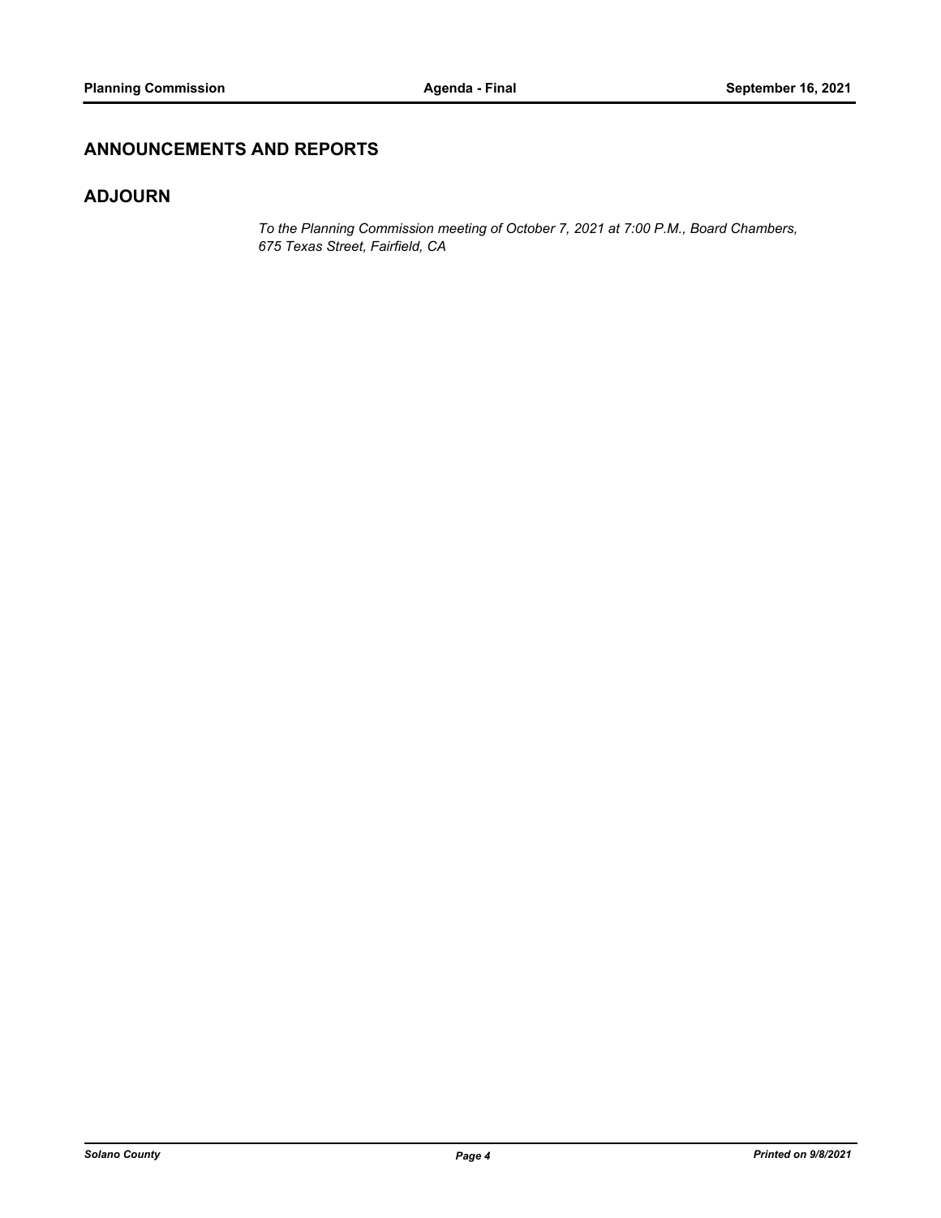## ANNOUNCEMENTS AND REPORTS

## ADJOURN

*To the Planning Commission meeting of October 7, 2021 at 7:00 P.M., Board Chambers, 675 Texas Street, Fairfield, CA*